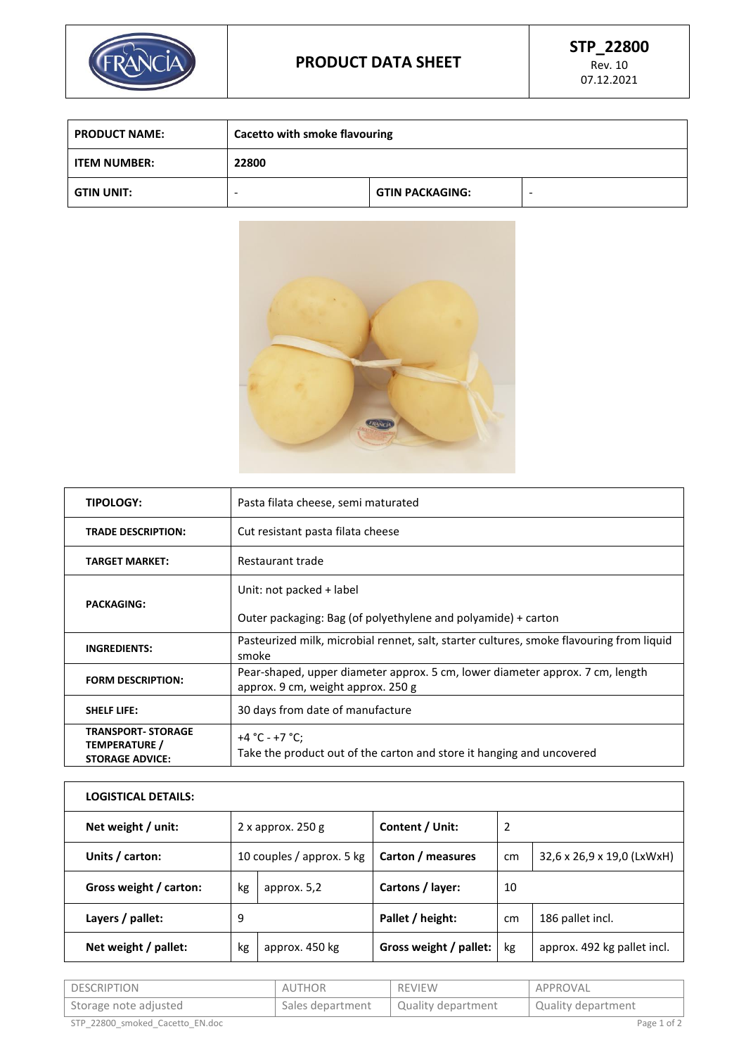# PRODUCT DATA SHEET

**STP_22800**
Rev. 10
07.12.2021

| **PRODUCT NAME:** | **Cacetto with smoke flavouring** | | |
|---|---|---|---|
| **ITEM NUMBER:** | **22800** | | |
| **GTIN UNIT:** | - | **GTIN PACKAGING:** | - |

| **TIPOLOGY:** | Pasta filata cheese, semi maturated |
|---|---|
| **TRADE DESCRIPTION:** | Cut resistant pasta filata cheese |
| **TARGET MARKET:** | Restaurant trade |
| **PACKAGING:** | Unit: not packed + label<br><br>Outer packaging: Bag (of polyethylene and polyamide) + carton |
| **INGREDIENTS:** | Pasteurized milk, microbial rennet, salt, starter cultures, smoke flavouring from liquid smoke |
| **FORM DESCRIPTION:** | Pear-shaped, upper diameter approx. 5 cm, lower diameter approx. 7 cm, length approx. 9 cm, weight approx. 250 g |
| **SHELF LIFE:** | 30 days from date of manufacture |
| **TRANSPORT- STORAGE TEMPERATURE / STORAGE ADVICE:** | +4 °C - +7 °C;<br>Take the product out of the carton and store it hanging and uncovered |

| **LOGISTICAL DETAILS:** | | | | | |
|---|---|---|---|---|---|
| **Net weight / unit:** | 2 x approx. 250 g | | **Content / Unit:** | 2 | |
| **Units / carton:** | 10 couples / approx. 5 kg | | **Carton / measures** | cm | 32,6 x 26,9 x 19,0 (LxWxH) |
| **Gross weight / carton:** | kg | approx. 5,2 | **Cartons / layer:** | 10 | |
| **Layers / pallet:** | 9 | | **Pallet / height:** | cm | 186 pallet incl. |
| **Net weight / pallet:** | kg | approx. 450 kg | **Gross weight / pallet:** | kg | approx. 492 kg pallet incl. |

| DESCRIPTION | AUTHOR | REVIEW | APPROVAL |
|---|---|---|---|
| Storage note adjusted | Sales department | Quality department | Quality department |

STP_22800_smoked_Cacetto_EN.doc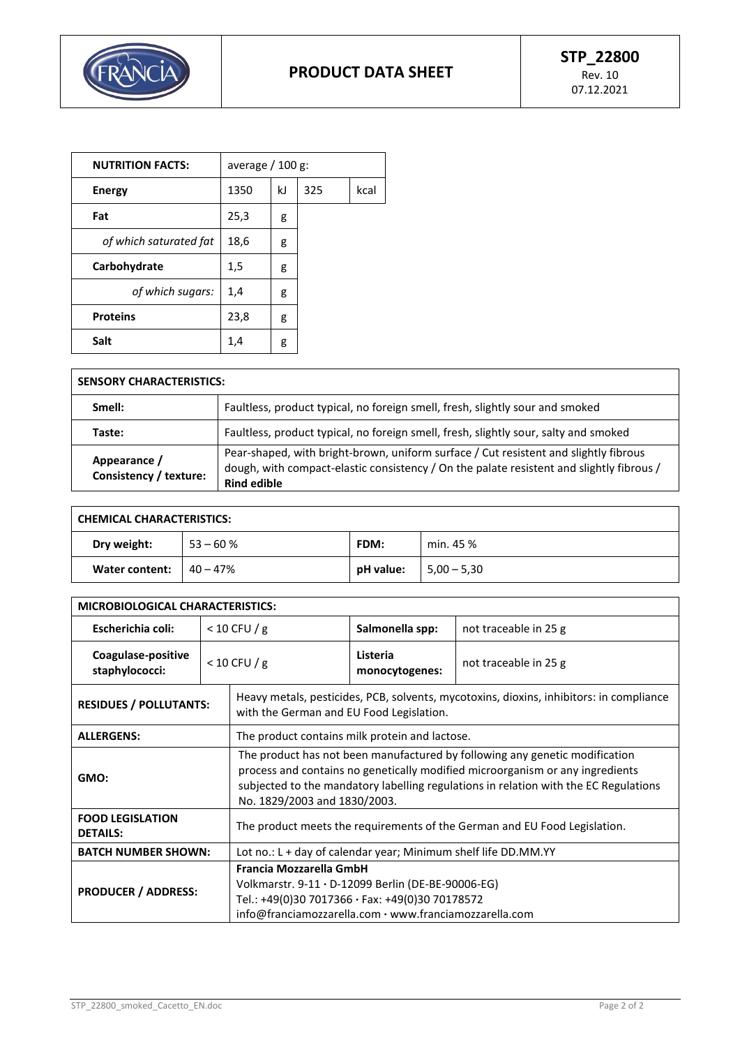# PRODUCT DATA SHEET

**STP_22800**
Rev. 10
07.12.2021

| **NUTRITION FACTS:** | average / 100 g: | | | |
|---|---|---|---|---|
| **Energy** | 1350 | kJ | 325 | kcal |
| **Fat** | 25,3 | g | | |
| *of which saturated fat* | 18,6 | g | | |
| **Carbohydrate** | 1,5 | g | | |
| *of which sugars:* | 1,4 | g | | |
| **Proteins** | 23,8 | g | | |
| **Salt** | 1,4 | g | | |

| **SENSORY CHARACTERISTICS:** | |
|---|---|
| **Smell:** | Faultless, product typical, no foreign smell, fresh, slightly sour and smoked |
| **Taste:** | Faultless, product typical, no foreign smell, fresh, slightly sour, salty and smoked |
| **Appearance / Consistency / texture:** | Pear-shaped, with bright-brown, uniform surface / Cut resistent and slightly fibrous dough, with compact-elastic consistency / On the palate resistent and slightly fibrous / **Rind edible** |

| **CHEMICAL CHARACTERISTICS:** | | | |
|---|---|---|---|
| **Dry weight:** | 53 – 60 % | **FDM:** | min. 45 % |
| **Water content:** | 40 – 47% | **pH value:** | 5,00 – 5,30 |

| **MICROBIOLOGICAL CHARACTERISTICS:** | | | |
|---|---|---|---|
| **Escherichia coli:** | < 10 CFU / g | **Salmonella spp:** | not traceable in 25 g |
| **Coagulase-positive staphylococci:** | < 10 CFU / g | **Listeria monocytogenes:** | not traceable in 25 g |

| | |
|---|---|
| **RESIDUES / POLLUTANTS:** | Heavy metals, pesticides, PCB, solvents, mycotoxins, dioxins, inhibitors: in compliance with the German and EU Food Legislation. |
| **ALLERGENS:** | The product contains milk protein and lactose. |
| **GMO:** | The product has not been manufactured by following any genetic modification process and contains no genetically modified microorganism or any ingredients subjected to the mandatory labelling regulations in relation with the EC Regulations No. 1829/2003 and 1830/2003. |
| **FOOD LEGISLATION DETAILS:** | The product meets the requirements of the German and EU Food Legislation. |
| **BATCH NUMBER SHOWN:** | Lot no.: L + day of calendar year; Minimum shelf life DD.MM.YY |
| **PRODUCER / ADDRESS:** | **Francia Mozzarella GmbH** Volkmarstr. 9-11 · D-12099 Berlin (DE-BE-90006-EG) Tel.: +49(0)30 7017366 · Fax: +49(0)30 70178572 info@franciamozzarella.com · www.franciamozzarella.com |